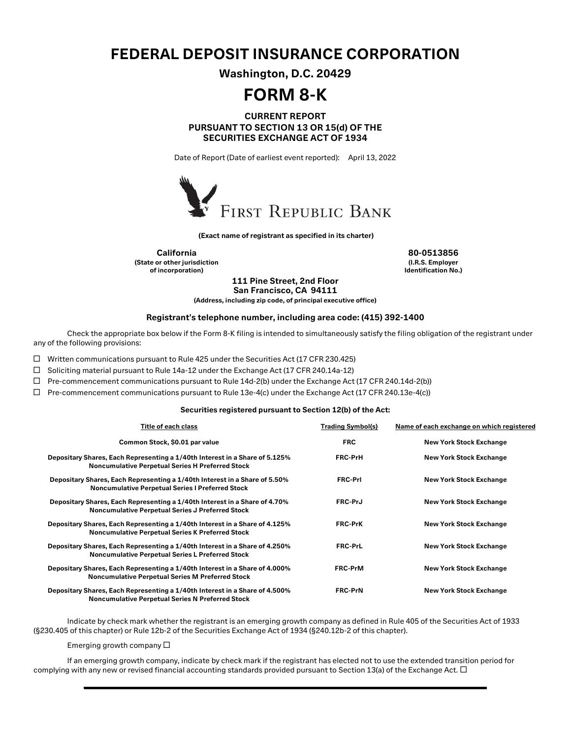# FEDERAL DEPOSIT INSURANCE CORPORATION

**Washington, D.C. 20429**

# FORM 8-K

**CURRENT REPORT**
**PURSUANT TO SECTION 13 OR 15(d) OF THE**
**SECURITIES EXCHANGE ACT OF 1934**

Date of Report (Date of earliest event reported): April 13, 2022

FIRST REPUBLIC BANK

**(Exact name of registrant as specified in its charter)**

| **California** | **80-0513856** |
|---|---|
| **(State or other jurisdiction of incorporation)** | **(I.R.S. Employer Identification No.)** |

**111 Pine Street, 2nd Floor**
**San Francisco, CA 94111**
**(Address, including zip code, of principal executive office)**

**Registrant's telephone number, including area code: (415) 392-1400**

Check the appropriate box below if the Form 8-K filing is intended to simultaneously satisfy the filing obligation of the registrant under any of the following provisions:

☐ Written communications pursuant to Rule 425 under the Securities Act (17 CFR 230.425)

☐ Soliciting material pursuant to Rule 14a-12 under the Exchange Act (17 CFR 240.14a-12)

☐ Pre-commencement communications pursuant to Rule 14d-2(b) under the Exchange Act (17 CFR 240.14d-2(b))

☐ Pre-commencement communications pursuant to Rule 13e-4(c) under the Exchange Act (17 CFR 240.13e-4(c))

**Securities registered pursuant to Section 12(b) of the Act:**

| Title of each class | Trading Symbol(s) | Name of each exchange on which registered |
|---|---|---|
| **Common Stock, $0.01 par value** | **FRC** | **New York Stock Exchange** |
| **Depositary Shares, Each Representing a 1/40th Interest in a Share of 5.125% Noncumulative Perpetual Series H Preferred Stock** | **FRC-PrH** | **New York Stock Exchange** |
| **Depositary Shares, Each Representing a 1/40th Interest in a Share of 5.50% Noncumulative Perpetual Series I Preferred Stock** | **FRC-PrI** | **New York Stock Exchange** |
| **Depositary Shares, Each Representing a 1/40th Interest in a Share of 4.70% Noncumulative Perpetual Series J Preferred Stock** | **FRC-PrJ** | **New York Stock Exchange** |
| **Depositary Shares, Each Representing a 1/40th Interest in a Share of 4.125% Noncumulative Perpetual Series K Preferred Stock** | **FRC-PrK** | **New York Stock Exchange** |
| **Depositary Shares, Each Representing a 1/40th Interest in a Share of 4.250% Noncumulative Perpetual Series L Preferred Stock** | **FRC-PrL** | **New York Stock Exchange** |
| **Depositary Shares, Each Representing a 1/40th Interest in a Share of 4.000% Noncumulative Perpetual Series M Preferred Stock** | **FRC-PrM** | **New York Stock Exchange** |
| **Depositary Shares, Each Representing a 1/40th Interest in a Share of 4.500% Noncumulative Perpetual Series N Preferred Stock** | **FRC-PrN** | **New York Stock Exchange** |

Indicate by check mark whether the registrant is an emerging growth company as defined in Rule 405 of the Securities Act of 1933 (§230.405 of this chapter) or Rule 12b-2 of the Securities Exchange Act of 1934 (§240.12b-2 of this chapter).

Emerging growth company ☐

If an emerging growth company, indicate by check mark if the registrant has elected not to use the extended transition period for complying with any new or revised financial accounting standards provided pursuant to Section 13(a) of the Exchange Act. ☐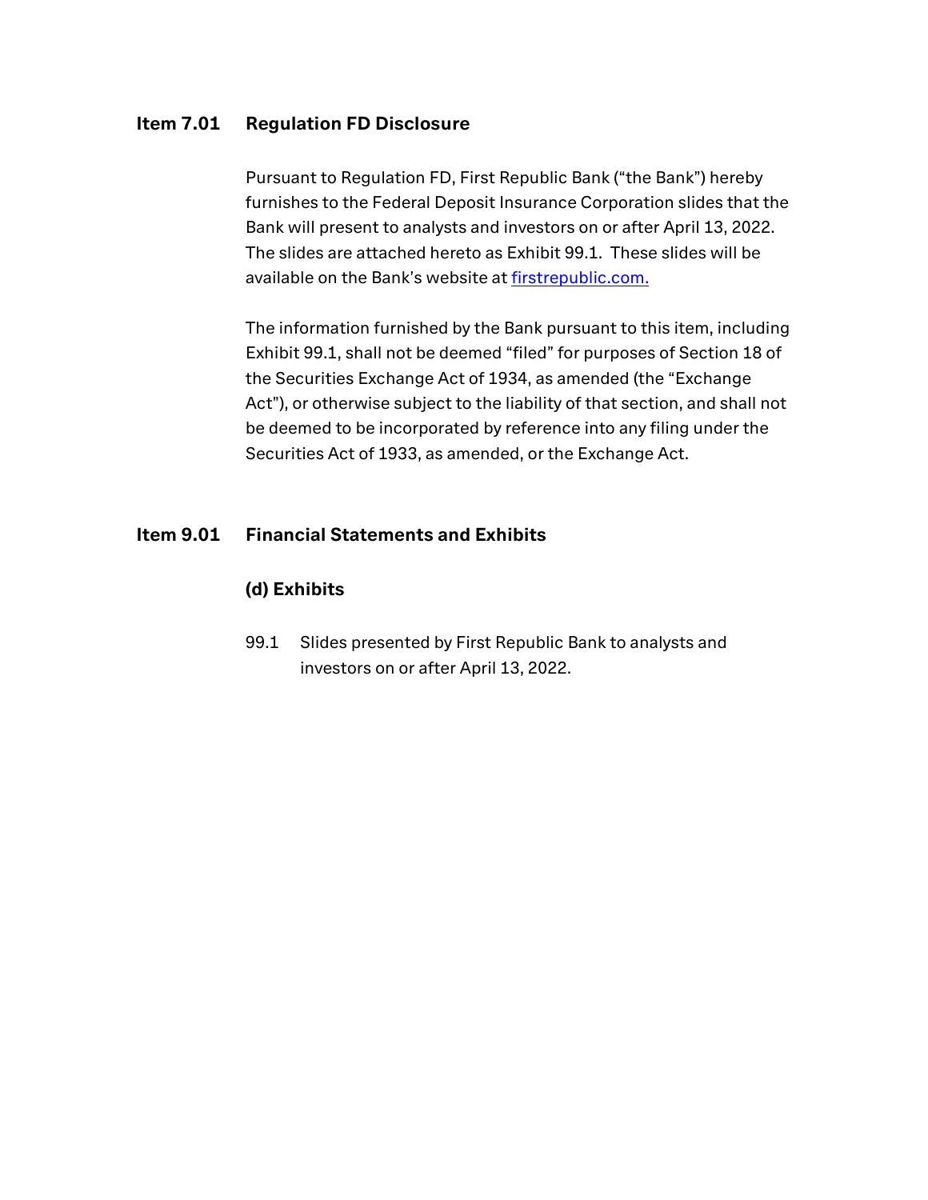## Item 7.01 Regulation FD Disclosure

Pursuant to Regulation FD, First Republic Bank ("the Bank") hereby furnishes to the Federal Deposit Insurance Corporation slides that the Bank will present to analysts and investors on or after April 13, 2022. The slides are attached hereto as Exhibit 99.1. These slides will be available on the Bank's website at firstrepublic.com.

The information furnished by the Bank pursuant to this item, including Exhibit 99.1, shall not be deemed "filed" for purposes of Section 18 of the Securities Exchange Act of 1934, as amended (the "Exchange Act"), or otherwise subject to the liability of that section, and shall not be deemed to be incorporated by reference into any filing under the Securities Act of 1933, as amended, or the Exchange Act.

## Item 9.01 Financial Statements and Exhibits

### (d) Exhibits

99.1 Slides presented by First Republic Bank to analysts and investors on or after April 13, 2022.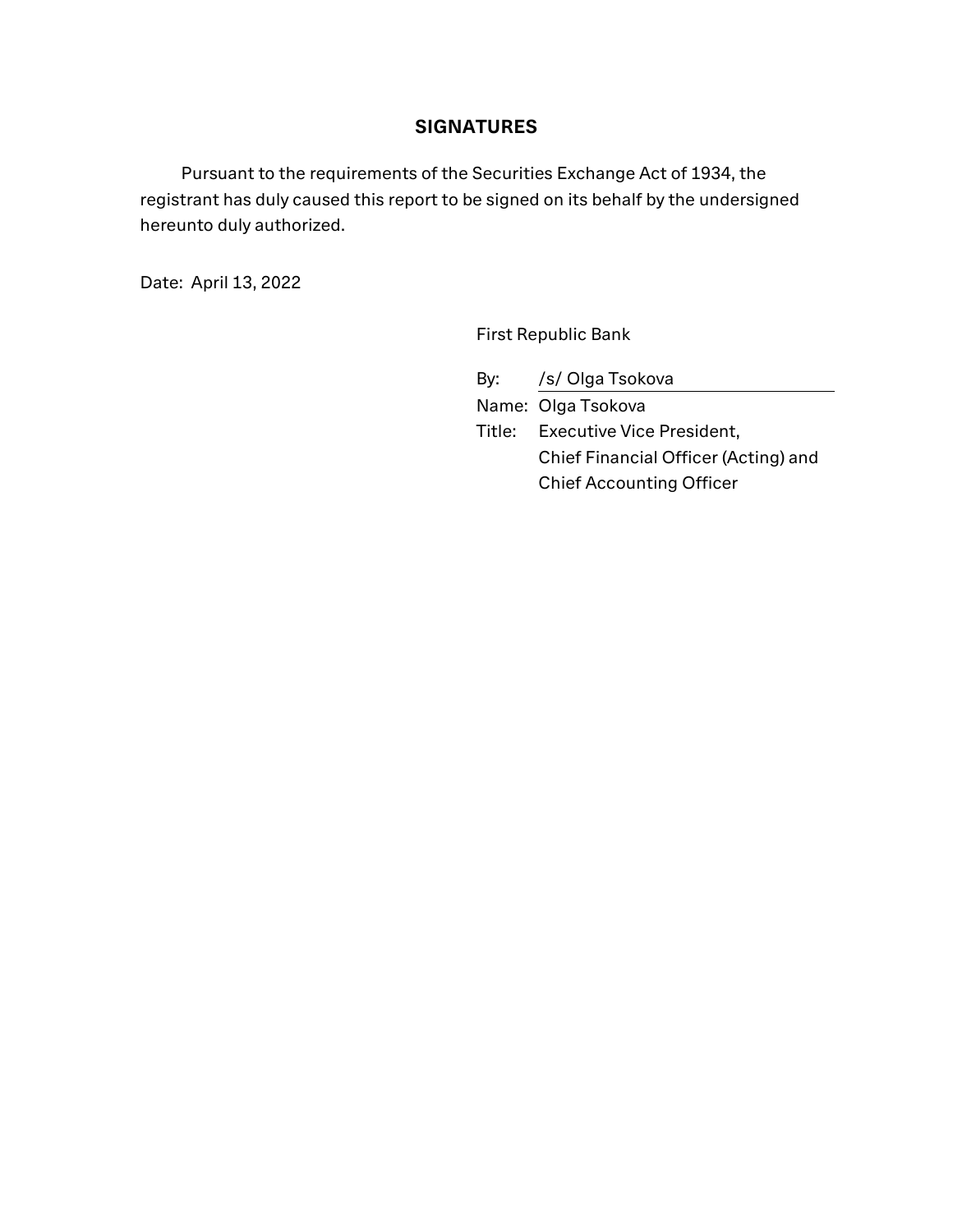## SIGNATURES

Pursuant to the requirements of the Securities Exchange Act of 1934, the registrant has duly caused this report to be signed on its behalf by the undersigned hereunto duly authorized.

Date: April 13, 2022

First Republic Bank

| | |
|---|---|
| By: | /s/ Olga Tsokova |
| Name: | Olga Tsokova |
| Title: | Executive Vice President,<br>Chief Financial Officer (Acting) and<br>Chief Accounting Officer |